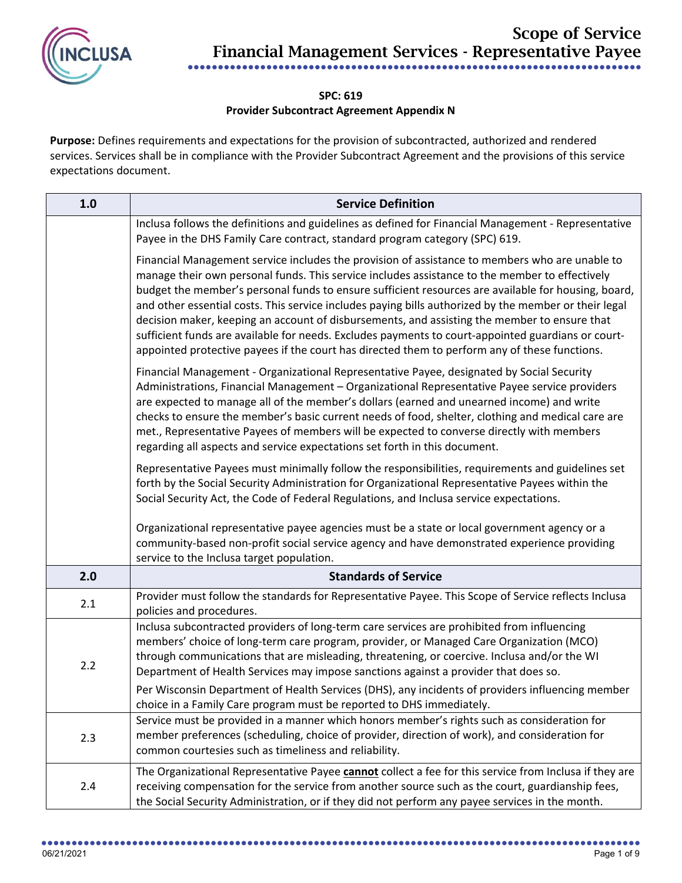# Scope of Service
## Financial Management Services - Representative Payee

**SPC: 619**
**Provider Subcontract Agreement Appendix N**

**Purpose:** Defines requirements and expectations for the provision of subcontracted, authorized and rendered services. Services shall be in compliance with the Provider Subcontract Agreement and the provisions of this service expectations document.

| 1.0 | Service Definition |
|---|---|
| | Inclusa follows the definitions and guidelines as defined for Financial Management - Representative Payee in the DHS Family Care contract, standard program category (SPC) 619.<br><br>Financial Management service includes the provision of assistance to members who are unable to manage their own personal funds. This service includes assistance to the member to effectively budget the member's personal funds to ensure sufficient resources are available for housing, board, and other essential costs. This service includes paying bills authorized by the member or their legal decision maker, keeping an account of disbursements, and assisting the member to ensure that sufficient funds are available for needs. Excludes payments to court-appointed guardians or court-appointed protective payees if the court has directed them to perform any of these functions.<br><br>Financial Management - Organizational Representative Payee, designated by Social Security Administrations, Financial Management – Organizational Representative Payee service providers are expected to manage all of the member's dollars (earned and unearned income) and write checks to ensure the member's basic current needs of food, shelter, clothing and medical care are met., Representative Payees of members will be expected to converse directly with members regarding all aspects and service expectations set forth in this document.<br><br>Representative Payees must minimally follow the responsibilities, requirements and guidelines set forth by the Social Security Administration for Organizational Representative Payees within the Social Security Act, the Code of Federal Regulations, and Inclusa service expectations.<br><br>Organizational representative payee agencies must be a state or local government agency or a community-based non-profit social service agency and have demonstrated experience providing service to the Inclusa target population. |
| **2.0** | **Standards of Service** |
| 2.1 | Provider must follow the standards for Representative Payee. This Scope of Service reflects Inclusa policies and procedures. |
| 2.2 | Inclusa subcontracted providers of long-term care services are prohibited from influencing members' choice of long-term care program, provider, or Managed Care Organization (MCO) through communications that are misleading, threatening, or coercive. Inclusa and/or the WI Department of Health Services may impose sanctions against a provider that does so.<br><br>Per Wisconsin Department of Health Services (DHS), any incidents of providers influencing member choice in a Family Care program must be reported to DHS immediately. |
| 2.3 | Service must be provided in a manner which honors member's rights such as consideration for member preferences (scheduling, choice of provider, direction of work), and consideration for common courtesies such as timeliness and reliability. |
| 2.4 | The Organizational Representative Payee **cannot** collect a fee for this service from Inclusa if they are receiving compensation for the service from another source such as the court, guardianship fees, the Social Security Administration, or if they did not perform any payee services in the month. |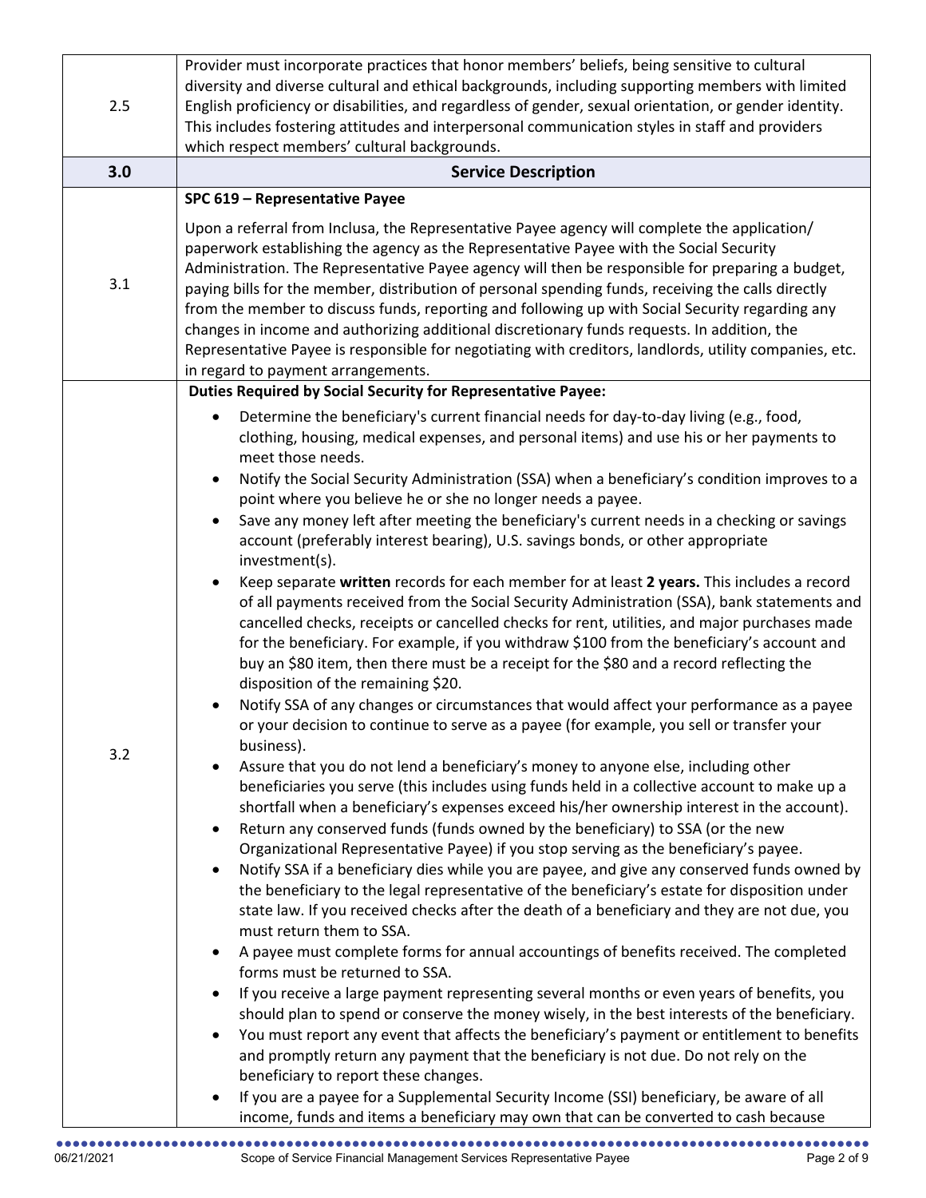| 2.5 | Provider must incorporate practices that honor members' beliefs, being sensitive to cultural diversity and diverse cultural and ethical backgrounds, including supporting members with limited English proficiency or disabilities, and regardless of gender, sexual orientation, or gender identity. This includes fostering attitudes and interpersonal communication styles in staff and providers which respect members' cultural backgrounds. |
|---|---|
| **3.0** | **Service Description** |
| 3.1 | **SPC 619 – Representative Payee**<br><br>Upon a referral from Inclusa, the Representative Payee agency will complete the application/ paperwork establishing the agency as the Representative Payee with the Social Security Administration. The Representative Payee agency will then be responsible for preparing a budget, paying bills for the member, distribution of personal spending funds, receiving the calls directly from the member to discuss funds, reporting and following up with Social Security regarding any changes in income and authorizing additional discretionary funds requests. In addition, the Representative Payee is responsible for negotiating with creditors, landlords, utility companies, etc. in regard to payment arrangements. |
| 3.2 | **Duties Required by Social Security for Representative Payee:**<br><br>• Determine the beneficiary's current financial needs for day-to-day living (e.g., food, clothing, housing, medical expenses, and personal items) and use his or her payments to meet those needs.<br>• Notify the Social Security Administration (SSA) when a beneficiary's condition improves to a point where you believe he or she no longer needs a payee.<br>• Save any money left after meeting the beneficiary's current needs in a checking or savings account (preferably interest bearing), U.S. savings bonds, or other appropriate investment(s).<br>• Keep separate **written** records for each member for at least **2 years.** This includes a record of all payments received from the Social Security Administration (SSA), bank statements and cancelled checks, receipts or cancelled checks for rent, utilities, and major purchases made for the beneficiary. For example, if you withdraw $100 from the beneficiary's account and buy an $80 item, then there must be a receipt for the $80 and a record reflecting the disposition of the remaining $20.<br>• Notify SSA of any changes or circumstances that would affect your performance as a payee or your decision to continue to serve as a payee (for example, you sell or transfer your business).<br>• Assure that you do not lend a beneficiary's money to anyone else, including other beneficiaries you serve (this includes using funds held in a collective account to make up a shortfall when a beneficiary's expenses exceed his/her ownership interest in the account).<br>• Return any conserved funds (funds owned by the beneficiary) to SSA (or the new Organizational Representative Payee) if you stop serving as the beneficiary's payee.<br>• Notify SSA if a beneficiary dies while you are payee, and give any conserved funds owned by the beneficiary to the legal representative of the beneficiary's estate for disposition under state law. If you received checks after the death of a beneficiary and they are not due, you must return them to SSA.<br>• A payee must complete forms for annual accountings of benefits received. The completed forms must be returned to SSA.<br>• If you receive a large payment representing several months or even years of benefits, you should plan to spend or conserve the money wisely, in the best interests of the beneficiary.<br>• You must report any event that affects the beneficiary's payment or entitlement to benefits and promptly return any payment that the beneficiary is not due. Do not rely on the beneficiary to report these changes.<br>• If you are a payee for a Supplemental Security Income (SSI) beneficiary, be aware of all income, funds and items a beneficiary may own that can be converted to cash because |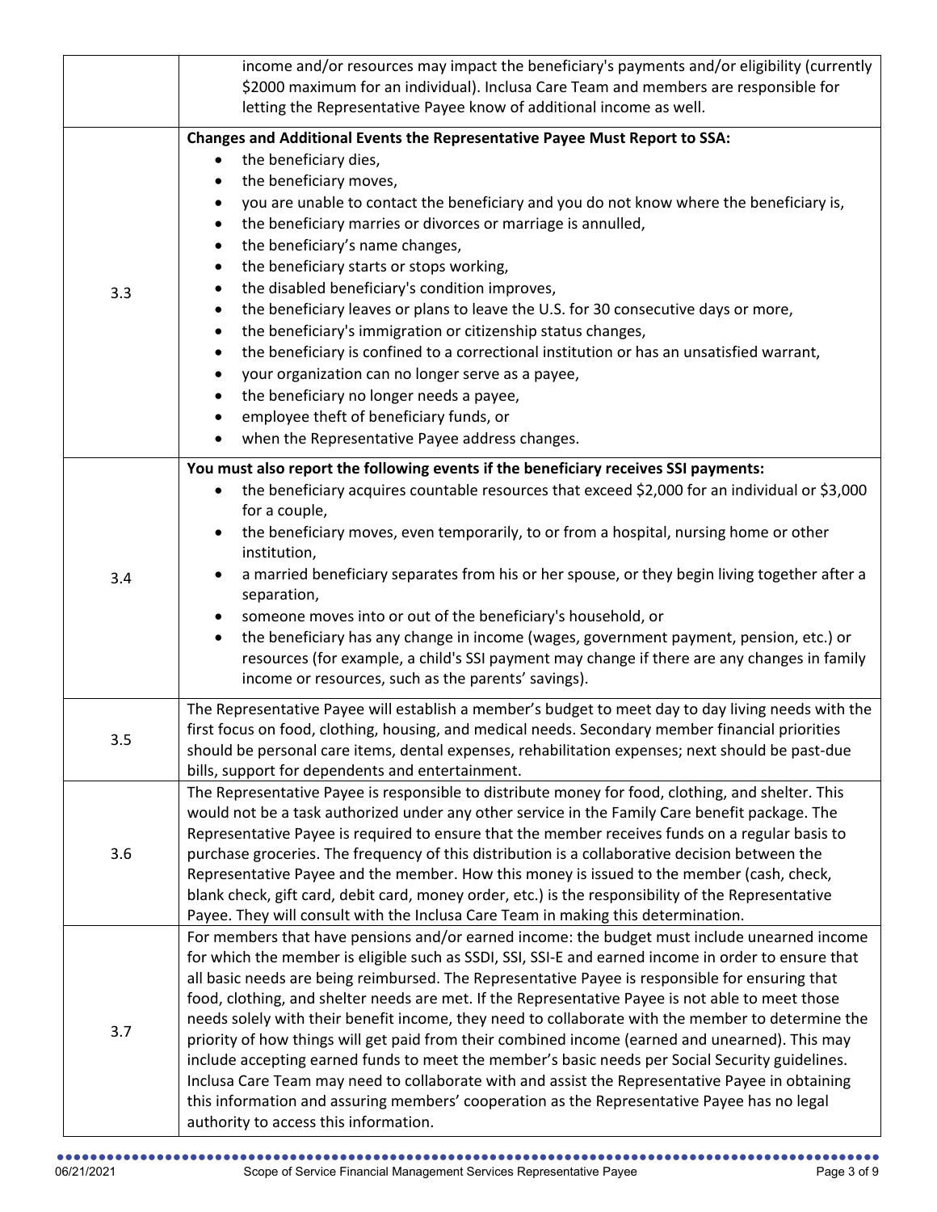|  |  |
|---|---|
|  | income and/or resources may impact the beneficiary's payments and/or eligibility (currently $2000 maximum for an individual). Inclusa Care Team and members are responsible for letting the Representative Payee know of additional income as well. |
| 3.3 | **Changes and Additional Events the Representative Payee Must Report to SSA:**<br>• the beneficiary dies,<br>• the beneficiary moves,<br>• you are unable to contact the beneficiary and you do not know where the beneficiary is,<br>• the beneficiary marries or divorces or marriage is annulled,<br>• the beneficiary's name changes,<br>• the beneficiary starts or stops working,<br>• the disabled beneficiary's condition improves,<br>• the beneficiary leaves or plans to leave the U.S. for 30 consecutive days or more,<br>• the beneficiary's immigration or citizenship status changes,<br>• the beneficiary is confined to a correctional institution or has an unsatisfied warrant,<br>• your organization can no longer serve as a payee,<br>• the beneficiary no longer needs a payee,<br>• employee theft of beneficiary funds, or<br>• when the Representative Payee address changes. |
| 3.4 | **You must also report the following events if the beneficiary receives SSI payments:**<br>• the beneficiary acquires countable resources that exceed $2,000 for an individual or $3,000 for a couple,<br>• the beneficiary moves, even temporarily, to or from a hospital, nursing home or other institution,<br>• a married beneficiary separates from his or her spouse, or they begin living together after a separation,<br>• someone moves into or out of the beneficiary's household, or<br>• the beneficiary has any change in income (wages, government payment, pension, etc.) or resources (for example, a child's SSI payment may change if there are any changes in family income or resources, such as the parents' savings). |
| 3.5 | The Representative Payee will establish a member's budget to meet day to day living needs with the first focus on food, clothing, housing, and medical needs. Secondary member financial priorities should be personal care items, dental expenses, rehabilitation expenses; next should be past-due bills, support for dependents and entertainment. |
| 3.6 | The Representative Payee is responsible to distribute money for food, clothing, and shelter. This would not be a task authorized under any other service in the Family Care benefit package. The Representative Payee is required to ensure that the member receives funds on a regular basis to purchase groceries. The frequency of this distribution is a collaborative decision between the Representative Payee and the member. How this money is issued to the member (cash, check, blank check, gift card, debit card, money order, etc.) is the responsibility of the Representative Payee. They will consult with the Inclusa Care Team in making this determination. |
| 3.7 | For members that have pensions and/or earned income: the budget must include unearned income for which the member is eligible such as SSDI, SSI, SSI-E and earned income in order to ensure that all basic needs are being reimbursed. The Representative Payee is responsible for ensuring that food, clothing, and shelter needs are met. If the Representative Payee is not able to meet those needs solely with their benefit income, they need to collaborate with the member to determine the priority of how things will get paid from their combined income (earned and unearned). This may include accepting earned funds to meet the member's basic needs per Social Security guidelines. Inclusa Care Team may need to collaborate with and assist the Representative Payee in obtaining this information and assuring members' cooperation as the Representative Payee has no legal authority to access this information. |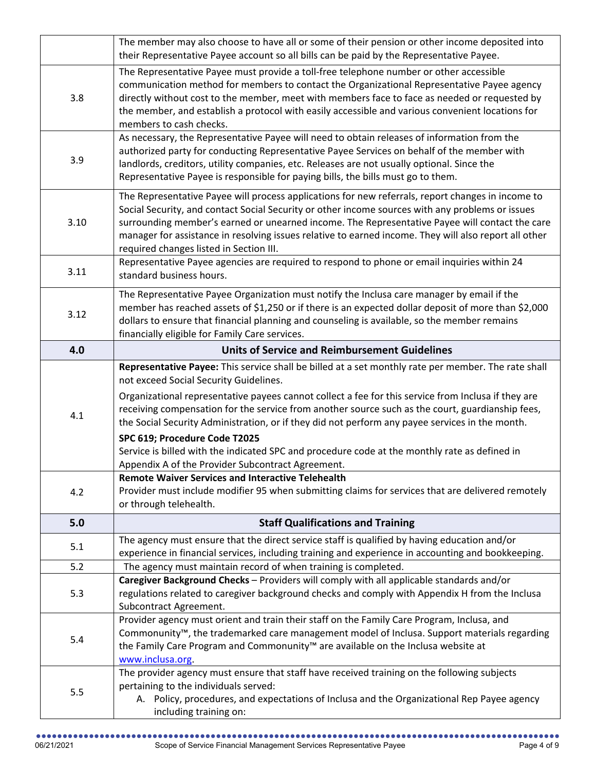| | |
|---|---|
| | The member may also choose to have all or some of their pension or other income deposited into their Representative Payee account so all bills can be paid by the Representative Payee. |
| 3.8 | The Representative Payee must provide a toll-free telephone number or other accessible communication method for members to contact the Organizational Representative Payee agency directly without cost to the member, meet with members face to face as needed or requested by the member, and establish a protocol with easily accessible and various convenient locations for members to cash checks. |
| 3.9 | As necessary, the Representative Payee will need to obtain releases of information from the authorized party for conducting Representative Payee Services on behalf of the member with landlords, creditors, utility companies, etc. Releases are not usually optional. Since the Representative Payee is responsible for paying bills, the bills must go to them. |
| 3.10 | The Representative Payee will process applications for new referrals, report changes in income to Social Security, and contact Social Security or other income sources with any problems or issues surrounding member's earned or unearned income. The Representative Payee will contact the care manager for assistance in resolving issues relative to earned income. They will also report all other required changes listed in Section III. |
| 3.11 | Representative Payee agencies are required to respond to phone or email inquiries within 24 standard business hours. |
| 3.12 | The Representative Payee Organization must notify the Inclusa care manager by email if the member has reached assets of $1,250 or if there is an expected dollar deposit of more than $2,000 dollars to ensure that financial planning and counseling is available, so the member remains financially eligible for Family Care services. |
| **4.0** | **Units of Service and Reimbursement Guidelines** |
| 4.1 | **Representative Payee:** This service shall be billed at a set monthly rate per member. The rate shall not exceed Social Security Guidelines.<br><br>Organizational representative payees cannot collect a fee for this service from Inclusa if they are receiving compensation for the service from another source such as the court, guardianship fees, the Social Security Administration, or if they did not perform any payee services in the month.<br><br>**SPC 619; Procedure Code T2025**<br>Service is billed with the indicated SPC and procedure code at the monthly rate as defined in Appendix A of the Provider Subcontract Agreement. |
| 4.2 | **Remote Waiver Services and Interactive Telehealth**<br>Provider must include modifier 95 when submitting claims for services that are delivered remotely or through telehealth. |
| **5.0** | **Staff Qualifications and Training** |
| 5.1 | The agency must ensure that the direct service staff is qualified by having education and/or experience in financial services, including training and experience in accounting and bookkeeping. |
| 5.2 | The agency must maintain record of when training is completed. |
| 5.3 | **Caregiver Background Checks** – Providers will comply with all applicable standards and/or regulations related to caregiver background checks and comply with Appendix H from the Inclusa Subcontract Agreement. |
| 5.4 | Provider agency must orient and train their staff on the Family Care Program, Inclusa, and Commonunity™, the trademarked care management model of Inclusa. Support materials regarding the Family Care Program and Commonunity™ are available on the Inclusa website at www.inclusa.org. |
| 5.5 | The provider agency must ensure that staff have received training on the following subjects pertaining to the individuals served:<br>A. Policy, procedures, and expectations of Inclusa and the Organizational Rep Payee agency including training on: |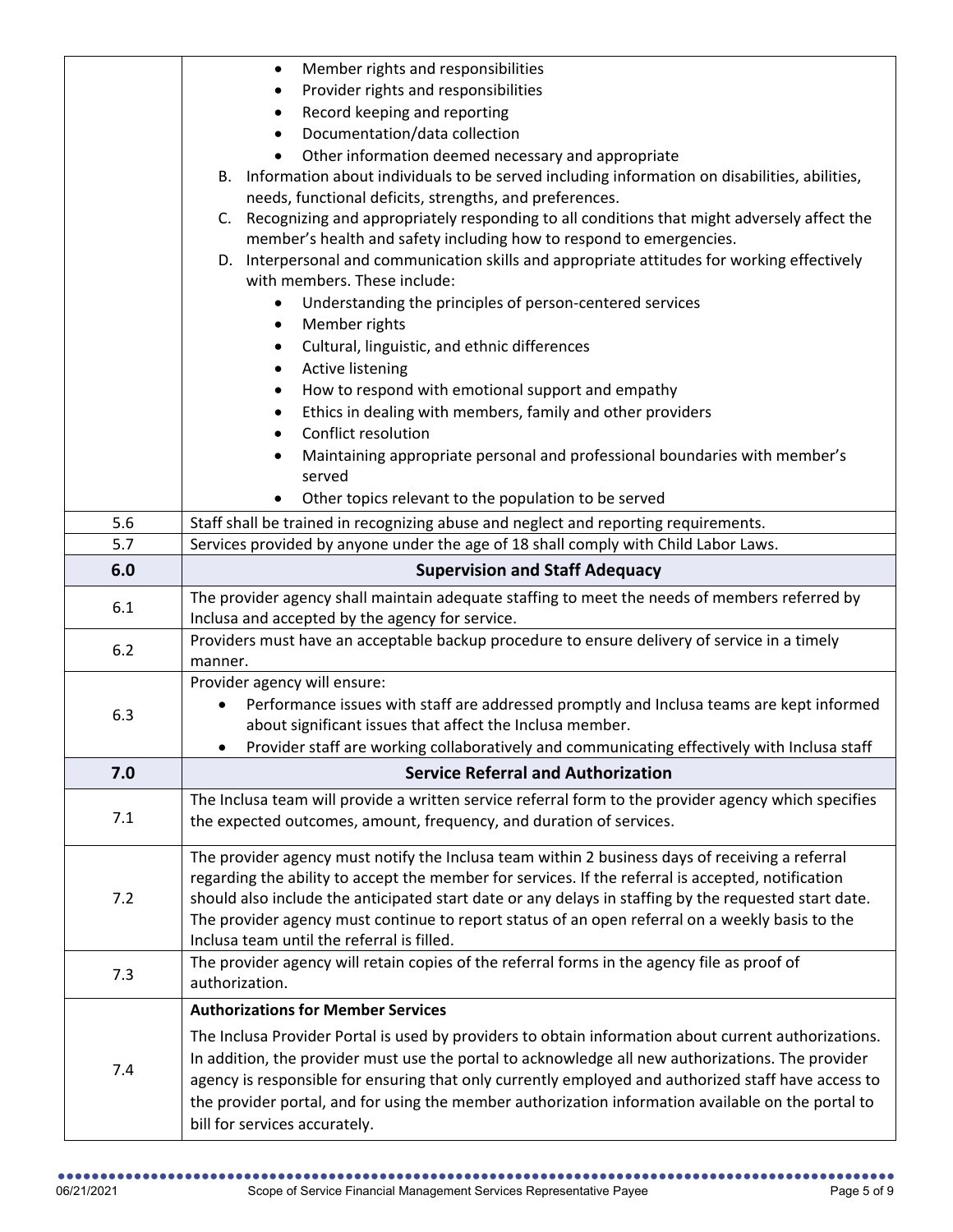| | |
|---|---|
| | • Member rights and responsibilities<br>• Provider rights and responsibilities<br>• Record keeping and reporting<br>• Documentation/data collection<br>• Other information deemed necessary and appropriate<br>B. Information about individuals to be served including information on disabilities, abilities, needs, functional deficits, strengths, and preferences.<br>C. Recognizing and appropriately responding to all conditions that might adversely affect the member's health and safety including how to respond to emergencies.<br>D. Interpersonal and communication skills and appropriate attitudes for working effectively with members. These include:<br>• Understanding the principles of person-centered services<br>• Member rights<br>• Cultural, linguistic, and ethnic differences<br>• Active listening<br>• How to respond with emotional support and empathy<br>• Ethics in dealing with members, family and other providers<br>• Conflict resolution<br>• Maintaining appropriate personal and professional boundaries with member's served<br>• Other topics relevant to the population to be served |
| 5.6 | Staff shall be trained in recognizing abuse and neglect and reporting requirements. |
| 5.7 | Services provided by anyone under the age of 18 shall comply with Child Labor Laws. |
| **6.0** | **Supervision and Staff Adequacy** |
| 6.1 | The provider agency shall maintain adequate staffing to meet the needs of members referred by Inclusa and accepted by the agency for service. |
| 6.2 | Providers must have an acceptable backup procedure to ensure delivery of service in a timely manner. |
| 6.3 | Provider agency will ensure:<br>• Performance issues with staff are addressed promptly and Inclusa teams are kept informed about significant issues that affect the Inclusa member.<br>• Provider staff are working collaboratively and communicating effectively with Inclusa staff |
| **7.0** | **Service Referral and Authorization** |
| 7.1 | The Inclusa team will provide a written service referral form to the provider agency which specifies the expected outcomes, amount, frequency, and duration of services. |
| 7.2 | The provider agency must notify the Inclusa team within 2 business days of receiving a referral regarding the ability to accept the member for services. If the referral is accepted, notification should also include the anticipated start date or any delays in staffing by the requested start date. The provider agency must continue to report status of an open referral on a weekly basis to the Inclusa team until the referral is filled. |
| 7.3 | The provider agency will retain copies of the referral forms in the agency file as proof of authorization. |
| 7.4 | **Authorizations for Member Services**<br>The Inclusa Provider Portal is used by providers to obtain information about current authorizations. In addition, the provider must use the portal to acknowledge all new authorizations. The provider agency is responsible for ensuring that only currently employed and authorized staff have access to the provider portal, and for using the member authorization information available on the portal to bill for services accurately. |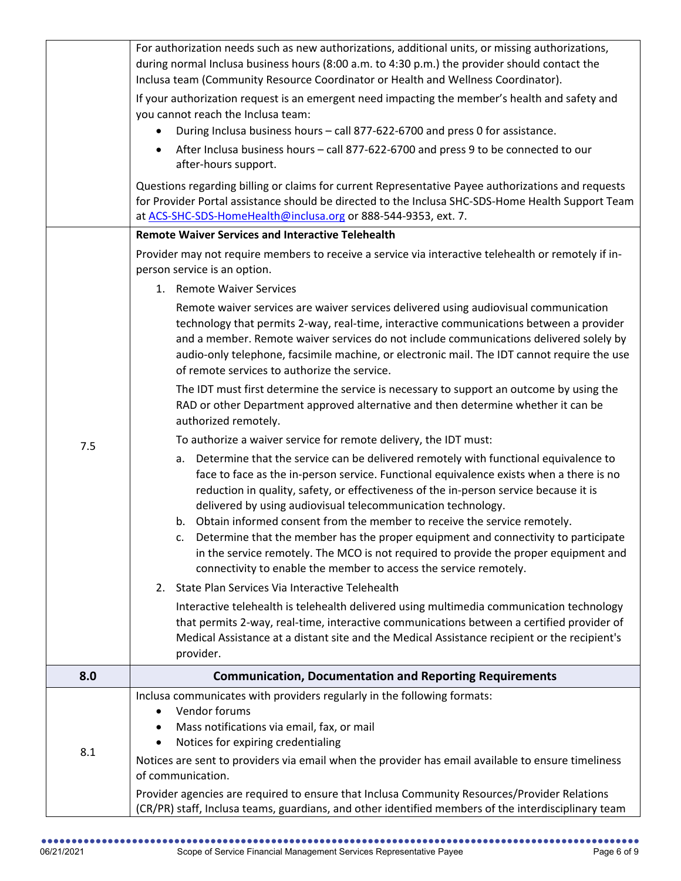| | |
|---|---|
| | For authorization needs such as new authorizations, additional units, or missing authorizations, during normal Inclusa business hours (8:00 a.m. to 4:30 p.m.) the provider should contact the Inclusa team (Community Resource Coordinator or Health and Wellness Coordinator).<br><br>If your authorization request is an emergent need impacting the member's health and safety and you cannot reach the Inclusa team:<br>• During Inclusa business hours – call 877-622-6700 and press 0 for assistance.<br>• After Inclusa business hours – call 877-622-6700 and press 9 to be connected to our after-hours support.<br><br>Questions regarding billing or claims for current Representative Payee authorizations and requests for Provider Portal assistance should be directed to the Inclusa SHC-SDS-Home Health Support Team at [ACS-SHC-SDS-HomeHealth@inclusa.org](mailto:ACS-SHC-SDS-HomeHealth@inclusa.org) or 888-544-9353, ext. 7. |
| 7.5 | **Remote Waiver Services and Interactive Telehealth**<br><br>Provider may not require members to receive a service via interactive telehealth or remotely if in-person service is an option.<br><br>1. Remote Waiver Services<br><br>Remote waiver services are waiver services delivered using audiovisual communication technology that permits 2-way, real-time, interactive communications between a provider and a member. Remote waiver services do not include communications delivered solely by audio-only telephone, facsimile machine, or electronic mail. The IDT cannot require the use of remote services to authorize the service.<br><br>The IDT must first determine the service is necessary to support an outcome by using the RAD or other Department approved alternative and then determine whether it can be authorized remotely.<br><br>To authorize a waiver service for remote delivery, the IDT must:<br>a. Determine that the service can be delivered remotely with functional equivalence to face to face as the in-person service. Functional equivalence exists when a there is no reduction in quality, safety, or effectiveness of the in-person service because it is delivered by using audiovisual telecommunication technology.<br>b. Obtain informed consent from the member to receive the service remotely.<br>c. Determine that the member has the proper equipment and connectivity to participate in the service remotely. The MCO is not required to provide the proper equipment and connectivity to enable the member to access the service remotely.<br><br>2. State Plan Services Via Interactive Telehealth<br><br>Interactive telehealth is telehealth delivered using multimedia communication technology that permits 2-way, real-time, interactive communications between a certified provider of Medical Assistance at a distant site and the Medical Assistance recipient or the recipient's provider. |
| **8.0** | **Communication, Documentation and Reporting Requirements** |
| 8.1 | Inclusa communicates with providers regularly in the following formats:<br>• Vendor forums<br>• Mass notifications via email, fax, or mail<br>• Notices for expiring credentialing<br><br>Notices are sent to providers via email when the provider has email available to ensure timeliness of communication.<br><br>Provider agencies are required to ensure that Inclusa Community Resources/Provider Relations (CR/PR) staff, Inclusa teams, guardians, and other identified members of the interdisciplinary team |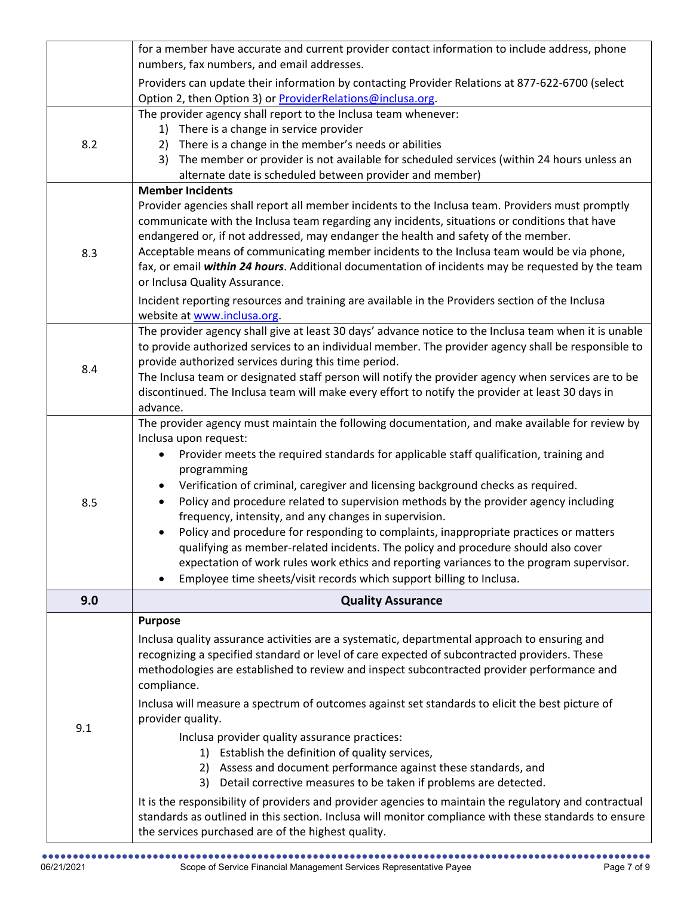| | |
|---|---|
| | for a member have accurate and current provider contact information to include address, phone numbers, fax numbers, and email addresses.<br><br>Providers can update their information by contacting Provider Relations at 877-622-6700 (select Option 2, then Option 3) or [ProviderRelations@inclusa.org](mailto:ProviderRelations@inclusa.org). |
| 8.2 | The provider agency shall report to the Inclusa team whenever:<br>1) There is a change in service provider<br>2) There is a change in the member's needs or abilities<br>3) The member or provider is not available for scheduled services (within 24 hours unless an alternate date is scheduled between provider and member) |
| 8.3 | **Member Incidents**<br>Provider agencies shall report all member incidents to the Inclusa team. Providers must promptly communicate with the Inclusa team regarding any incidents, situations or conditions that have endangered or, if not addressed, may endanger the health and safety of the member.<br>Acceptable means of communicating member incidents to the Inclusa team would be via phone, fax, or email ***within 24 hours***. Additional documentation of incidents may be requested by the team or Inclusa Quality Assurance.<br><br>Incident reporting resources and training are available in the Providers section of the Inclusa website at [www.inclusa.org](http://www.inclusa.org). |
| 8.4 | The provider agency shall give at least 30 days' advance notice to the Inclusa team when it is unable to provide authorized services to an individual member. The provider agency shall be responsible to provide authorized services during this time period.<br>The Inclusa team or designated staff person will notify the provider agency when services are to be discontinued. The Inclusa team will make every effort to notify the provider at least 30 days in advance. |
| 8.5 | The provider agency must maintain the following documentation, and make available for review by Inclusa upon request:<br>• Provider meets the required standards for applicable staff qualification, training and programming<br>• Verification of criminal, caregiver and licensing background checks as required.<br>• Policy and procedure related to supervision methods by the provider agency including frequency, intensity, and any changes in supervision.<br>• Policy and procedure for responding to complaints, inappropriate practices or matters qualifying as member-related incidents. The policy and procedure should also cover expectation of work rules work ethics and reporting variances to the program supervisor.<br>• Employee time sheets/visit records which support billing to Inclusa. |
| **9.0** | **Quality Assurance** |
| 9.1 | **Purpose**<br><br>Inclusa quality assurance activities are a systematic, departmental approach to ensuring and recognizing a specified standard or level of care expected of subcontracted providers. These methodologies are established to review and inspect subcontracted provider performance and compliance.<br><br>Inclusa will measure a spectrum of outcomes against set standards to elicit the best picture of provider quality.<br><br>Inclusa provider quality assurance practices:<br>1) Establish the definition of quality services,<br>2) Assess and document performance against these standards, and<br>3) Detail corrective measures to be taken if problems are detected.<br><br>It is the responsibility of providers and provider agencies to maintain the regulatory and contractual standards as outlined in this section. Inclusa will monitor compliance with these standards to ensure the services purchased are of the highest quality. |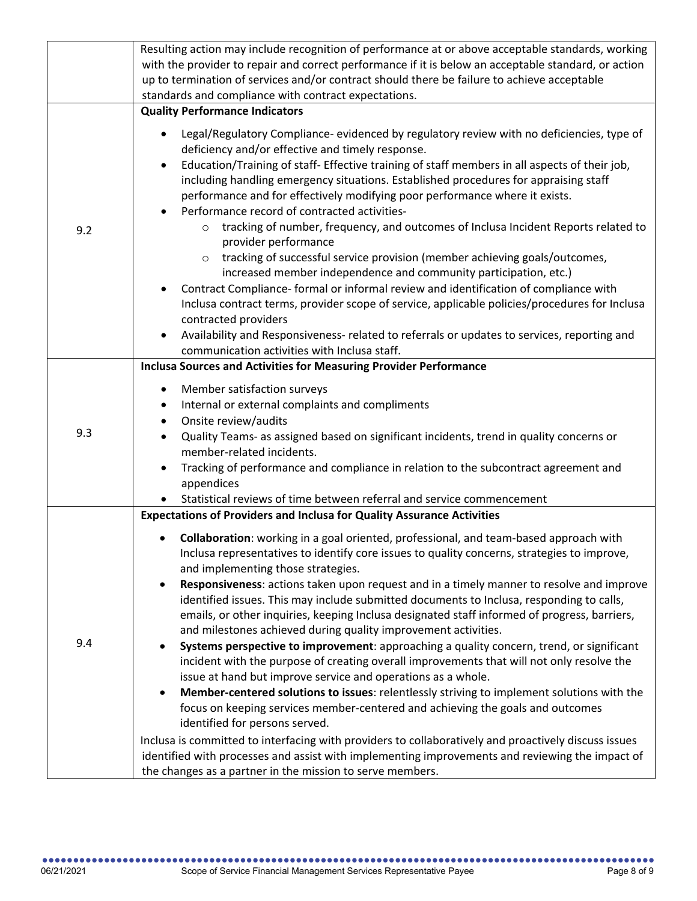| | |
|---|---|
| | Resulting action may include recognition of performance at or above acceptable standards, working with the provider to repair and correct performance if it is below an acceptable standard, or action up to termination of services and/or contract should there be failure to achieve acceptable standards and compliance with contract expectations. |
| 9.2 | **Quality Performance Indicators**<br>• Legal/Regulatory Compliance- evidenced by regulatory review with no deficiencies, type of deficiency and/or effective and timely response.<br>• Education/Training of staff- Effective training of staff members in all aspects of their job, including handling emergency situations. Established procedures for appraising staff performance and for effectively modifying poor performance where it exists.<br>• Performance record of contracted activities-<br>&nbsp;&nbsp;&nbsp;&nbsp;○ tracking of number, frequency, and outcomes of Inclusa Incident Reports related to provider performance<br>&nbsp;&nbsp;&nbsp;&nbsp;○ tracking of successful service provision (member achieving goals/outcomes, increased member independence and community participation, etc.)<br>• Contract Compliance- formal or informal review and identification of compliance with Inclusa contract terms, provider scope of service, applicable policies/procedures for Inclusa contracted providers<br>• Availability and Responsiveness- related to referrals or updates to services, reporting and communication activities with Inclusa staff. |
| 9.3 | **Inclusa Sources and Activities for Measuring Provider Performance**<br>• Member satisfaction surveys<br>• Internal or external complaints and compliments<br>• Onsite review/audits<br>• Quality Teams- as assigned based on significant incidents, trend in quality concerns or member-related incidents.<br>• Tracking of performance and compliance in relation to the subcontract agreement and appendices<br>• Statistical reviews of time between referral and service commencement |
| 9.4 | **Expectations of Providers and Inclusa for Quality Assurance Activities**<br>• **Collaboration**: working in a goal oriented, professional, and team-based approach with Inclusa representatives to identify core issues to quality concerns, strategies to improve, and implementing those strategies.<br>• **Responsiveness**: actions taken upon request and in a timely manner to resolve and improve identified issues. This may include submitted documents to Inclusa, responding to calls, emails, or other inquiries, keeping Inclusa designated staff informed of progress, barriers, and milestones achieved during quality improvement activities.<br>• **Systems perspective to improvement**: approaching a quality concern, trend, or significant incident with the purpose of creating overall improvements that will not only resolve the issue at hand but improve service and operations as a whole.<br>• **Member-centered solutions to issues**: relentlessly striving to implement solutions with the focus on keeping services member-centered and achieving the goals and outcomes identified for persons served.<br><br>Inclusa is committed to interfacing with providers to collaboratively and proactively discuss issues identified with processes and assist with implementing improvements and reviewing the impact of the changes as a partner in the mission to serve members. |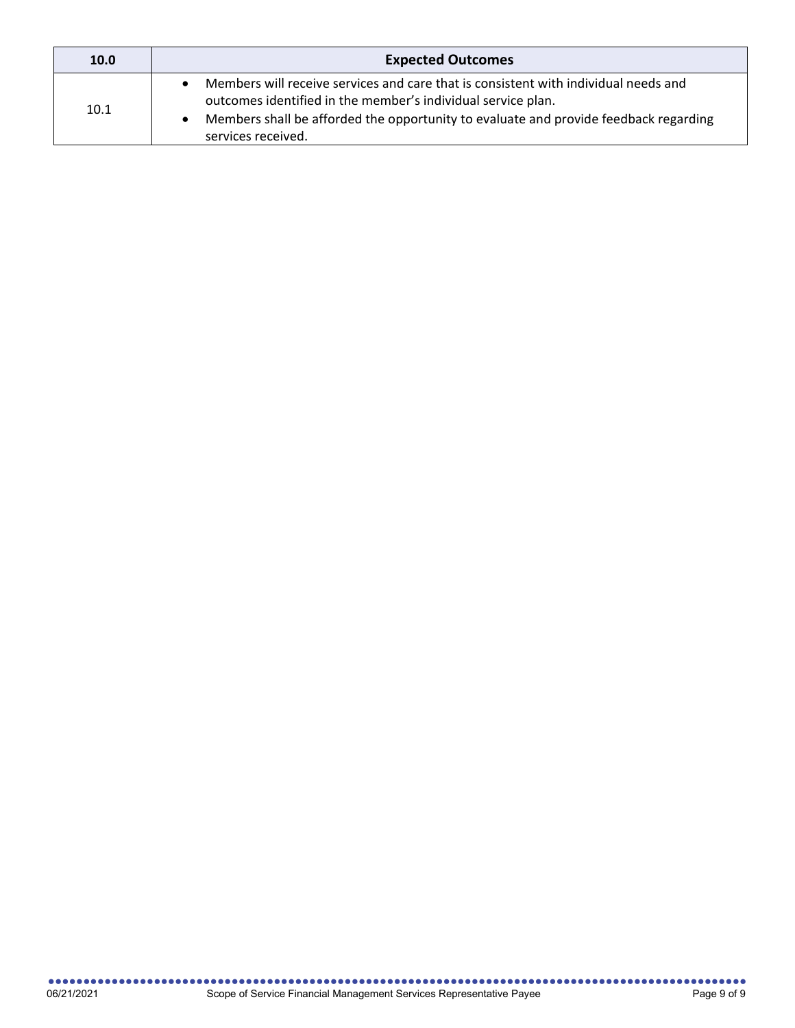| 10.0 | Expected Outcomes |
|---|---|
| 10.1 | • Members will receive services and care that is consistent with individual needs and outcomes identified in the member's individual service plan.<br>• Members shall be afforded the opportunity to evaluate and provide feedback regarding services received. |